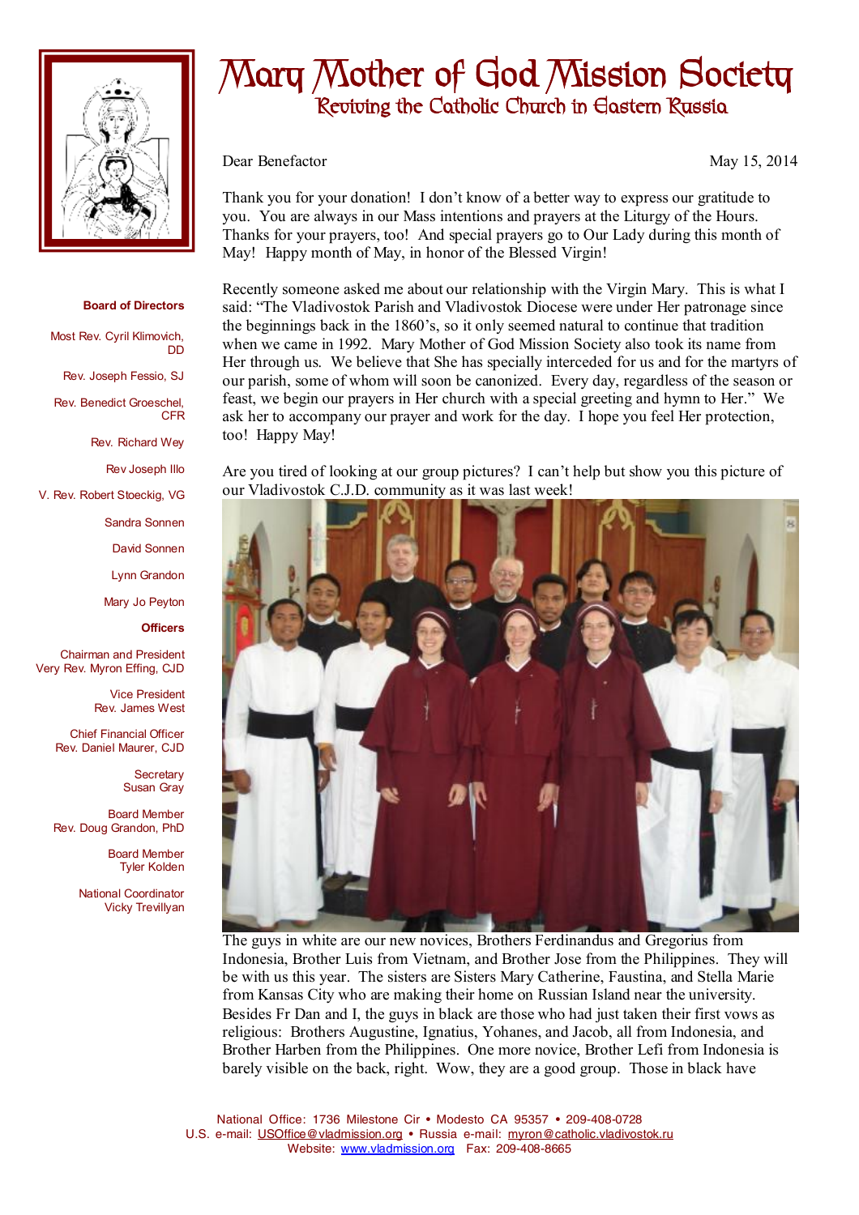# Mary Mother of God Mission Society

## Reviving the Catholic Church in Eastern Russia

**Board of Directors**

Most Rev. Cyril Klimovich, DD

Rev. Joseph Fessio, SJ

Rev. Benedict Groeschel, CFR

Rev. Richard Wey

Rev Joseph Illo

V. Rev. Robert Stoeckig, VG

Sandra Sonnen

David Sonnen

Lynn Grandon

Mary Jo Peyton

**Officers**

Chairman and President
Very Rev. Myron Effing, CJD

Vice President
Rev. James West

Chief Financial Officer
Rev. Daniel Maurer, CJD

Secretary
Susan Gray

Board Member
Rev. Doug Grandon, PhD

Board Member
Tyler Kolden

National Coordinator
Vicky Trevillyan

Dear Benefactor May 15, 2014

Thank you for your donation! I don't know of a better way to express our gratitude to you. You are always in our Mass intentions and prayers at the Liturgy of the Hours. Thanks for your prayers, too! And special prayers go to Our Lady during this month of May! Happy month of May, in honor of the Blessed Virgin!

Recently someone asked me about our relationship with the Virgin Mary. This is what I said: "The Vladivostok Parish and Vladivostok Diocese were under Her patronage since the beginnings back in the 1860's, so it only seemed natural to continue that tradition when we came in 1992. Mary Mother of God Mission Society also took its name from Her through us. We believe that She has specially interceded for us and for the martyrs of our parish, some of whom will soon be canonized. Every day, regardless of the season or feast, we begin our prayers in Her church with a special greeting and hymn to Her." We ask her to accompany our prayer and work for the day. I hope you feel Her protection, too! Happy May!

Are you tired of looking at our group pictures? I can't help but show you this picture of our Vladivostok C.J.D. community as it was last week!

The guys in white are our new novices, Brothers Ferdinandus and Gregorius from Indonesia, Brother Luis from Vietnam, and Brother Jose from the Philippines. They will be with us this year. The sisters are Sisters Mary Catherine, Faustina, and Stella Marie from Kansas City who are making their home on Russian Island near the university. Besides Fr Dan and I, the guys in black are those who had just taken their first vows as religious: Brothers Augustine, Ignatius, Yohanes, and Jacob, all from Indonesia, and Brother Harben from the Philippines. One more novice, Brother Lefi from Indonesia is barely visible on the back, right. Wow, they are a good group. Those in black have

National Office: 1736 Milestone Cir • Modesto CA 95357 • 209-408-0728
U.S. e-mail: USOffice@vladmission.org • Russia e-mail: myron@catholic.vladivostok.ru
Website: www.vladmission.org Fax: 209-408-8665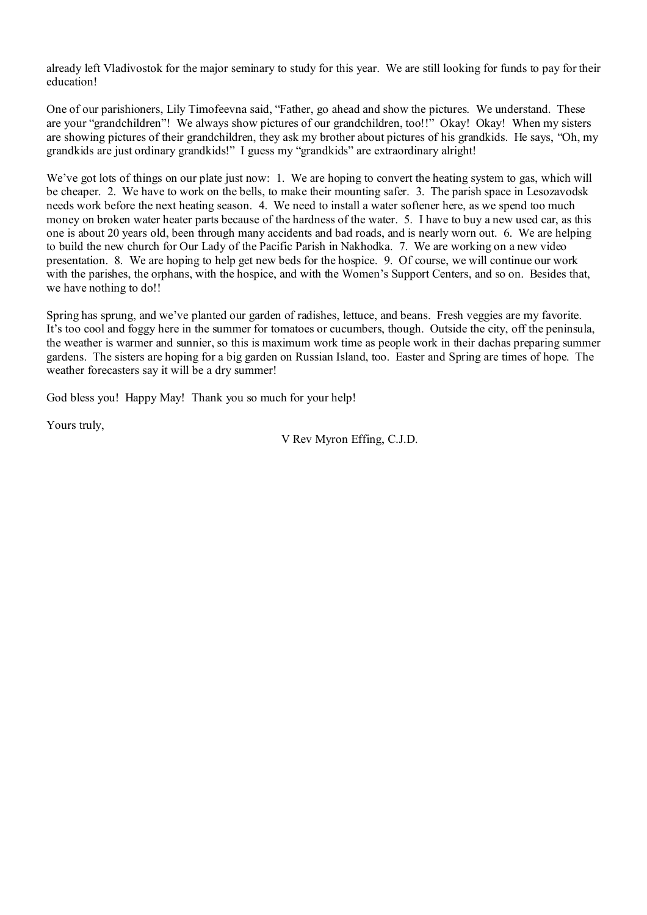already left Vladivostok for the major seminary to study for this year. We are still looking for funds to pay for their education!

One of our parishioners, Lily Timofeevna said, "Father, go ahead and show the pictures. We understand. These are your "grandchildren"! We always show pictures of our grandchildren, too!!" Okay! Okay! When my sisters are showing pictures of their grandchildren, they ask my brother about pictures of his grandkids. He says, "Oh, my grandkids are just ordinary grandkids!" I guess my "grandkids" are extraordinary alright!

We've got lots of things on our plate just now: 1. We are hoping to convert the heating system to gas, which will be cheaper. 2. We have to work on the bells, to make their mounting safer. 3. The parish space in Lesozavodsk needs work before the next heating season. 4. We need to install a water softener here, as we spend too much money on broken water heater parts because of the hardness of the water. 5. I have to buy a new used car, as this one is about 20 years old, been through many accidents and bad roads, and is nearly worn out. 6. We are helping to build the new church for Our Lady of the Pacific Parish in Nakhodka. 7. We are working on a new video presentation. 8. We are hoping to help get new beds for the hospice. 9. Of course, we will continue our work with the parishes, the orphans, with the hospice, and with the Women's Support Centers, and so on. Besides that, we have nothing to do!!

Spring has sprung, and we've planted our garden of radishes, lettuce, and beans. Fresh veggies are my favorite. It's too cool and foggy here in the summer for tomatoes or cucumbers, though. Outside the city, off the peninsula, the weather is warmer and sunnier, so this is maximum work time as people work in their dachas preparing summer gardens. The sisters are hoping for a big garden on Russian Island, too. Easter and Spring are times of hope. The weather forecasters say it will be a dry summer!

God bless you! Happy May! Thank you so much for your help!

Yours truly,

V Rev Myron Effing, C.J.D.